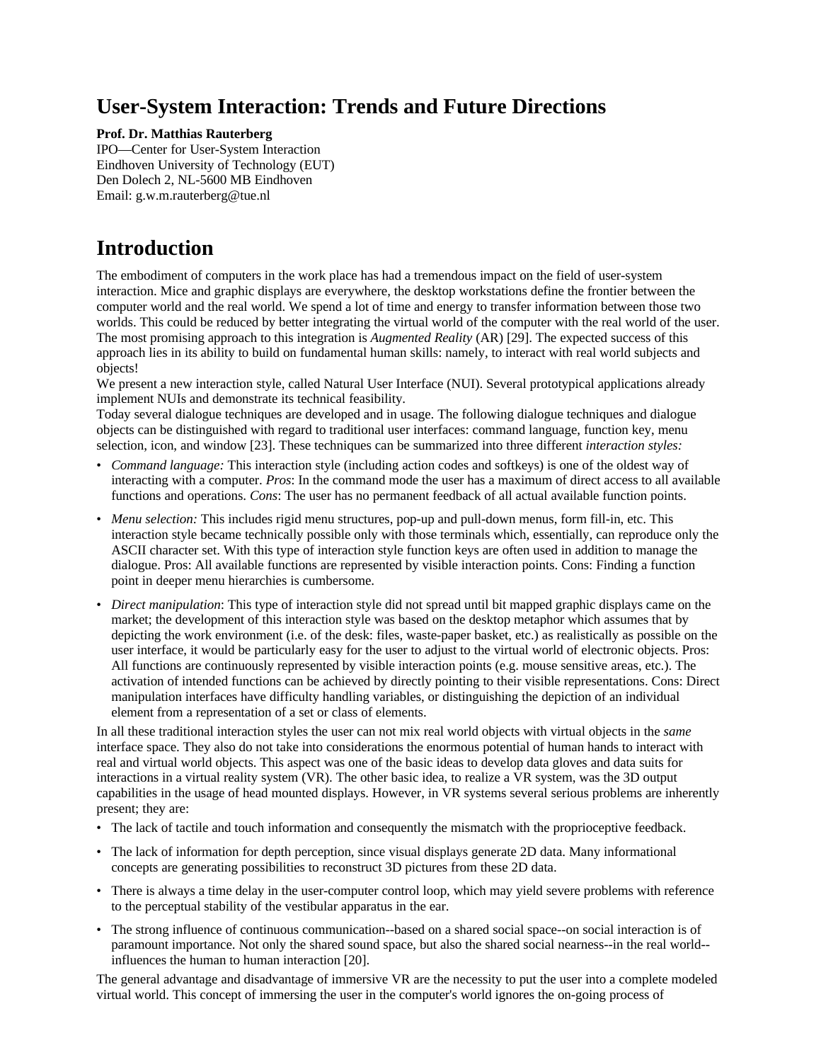# User-System Interaction: Trends and Future Directions

**Prof. Dr. Matthias Rauterberg**
IPO—Center for User-System Interaction
Eindhoven University of Technology (EUT)
Den Dolech 2, NL-5600 MB Eindhoven
Email: g.w.m.rauterberg@tue.nl

# Introduction

The embodiment of computers in the work place has had a tremendous impact on the field of user-system interaction. Mice and graphic displays are everywhere, the desktop workstations define the frontier between the computer world and the real world. We spend a lot of time and energy to transfer information between those two worlds. This could be reduced by better integrating the virtual world of the computer with the real world of the user. The most promising approach to this integration is *Augmented Reality* (AR) [29]. The expected success of this approach lies in its ability to build on fundamental human skills: namely, to interact with real world subjects and objects!

We present a new interaction style, called Natural User Interface (NUI). Several prototypical applications already implement NUIs and demonstrate its technical feasibility.

Today several dialogue techniques are developed and in usage. The following dialogue techniques and dialogue objects can be distinguished with regard to traditional user interfaces: command language, function key, menu selection, icon, and window [23]. These techniques can be summarized into three different *interaction styles:*

- *Command language:* This interaction style (including action codes and softkeys) is one of the oldest way of interacting with a computer. *Pros*: In the command mode the user has a maximum of direct access to all available functions and operations. *Cons*: The user has no permanent feedback of all actual available function points.
- *Menu selection:* This includes rigid menu structures, pop-up and pull-down menus, form fill-in, etc. This interaction style became technically possible only with those terminals which, essentially, can reproduce only the ASCII character set. With this type of interaction style function keys are often used in addition to manage the dialogue. Pros: All available functions are represented by visible interaction points. Cons: Finding a function point in deeper menu hierarchies is cumbersome.
- *Direct manipulation*: This type of interaction style did not spread until bit mapped graphic displays came on the market; the development of this interaction style was based on the desktop metaphor which assumes that by depicting the work environment (i.e. of the desk: files, waste-paper basket, etc.) as realistically as possible on the user interface, it would be particularly easy for the user to adjust to the virtual world of electronic objects. Pros: All functions are continuously represented by visible interaction points (e.g. mouse sensitive areas, etc.). The activation of intended functions can be achieved by directly pointing to their visible representations. Cons: Direct manipulation interfaces have difficulty handling variables, or distinguishing the depiction of an individual element from a representation of a set or class of elements.

In all these traditional interaction styles the user can not mix real world objects with virtual objects in the *same* interface space. They also do not take into considerations the enormous potential of human hands to interact with real and virtual world objects. This aspect was one of the basic ideas to develop data gloves and data suits for interactions in a virtual reality system (VR). The other basic idea, to realize a VR system, was the 3D output capabilities in the usage of head mounted displays. However, in VR systems several serious problems are inherently present; they are:

- The lack of tactile and touch information and consequently the mismatch with the proprioceptive feedback.
- The lack of information for depth perception, since visual displays generate 2D data. Many informational concepts are generating possibilities to reconstruct 3D pictures from these 2D data.
- There is always a time delay in the user-computer control loop, which may yield severe problems with reference to the perceptual stability of the vestibular apparatus in the ear.
- The strong influence of continuous communication--based on a shared social space--on social interaction is of paramount importance. Not only the shared sound space, but also the shared social nearness--in the real world--influences the human to human interaction [20].

The general advantage and disadvantage of immersive VR are the necessity to put the user into a complete modeled virtual world. This concept of immersing the user in the computer's world ignores the on-going process of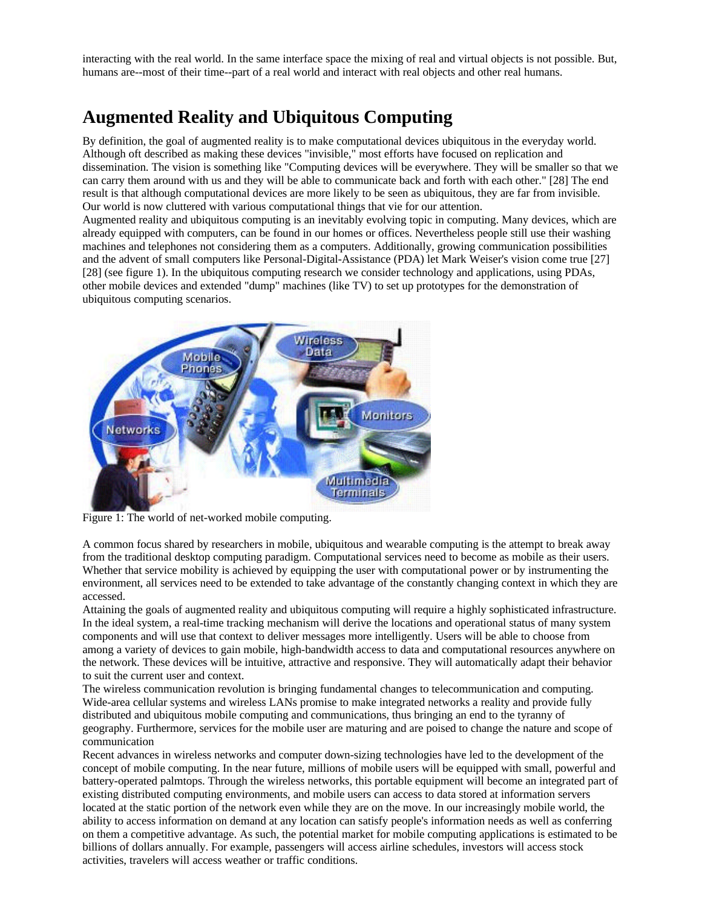interacting with the real world. In the same interface space the mixing of real and virtual objects is not possible. But, humans are--most of their time--part of a real world and interact with real objects and other real humans.

# Augmented Reality and Ubiquitous Computing

By definition, the goal of augmented reality is to make computational devices ubiquitous in the everyday world. Although oft described as making these devices "invisible," most efforts have focused on replication and dissemination. The vision is something like "Computing devices will be everywhere. They will be smaller so that we can carry them around with us and they will be able to communicate back and forth with each other." [28] The end result is that although computational devices are more likely to be seen as ubiquitous, they are far from invisible. Our world is now cluttered with various computational things that vie for our attention.

Augmented reality and ubiquitous computing is an inevitably evolving topic in computing. Many devices, which are already equipped with computers, can be found in our homes or offices. Nevertheless people still use their washing machines and telephones not considering them as a computers. Additionally, growing communication possibilities and the advent of small computers like Personal-Digital-Assistance (PDA) let Mark Weiser's vision come true [27] [28] (see figure 1). In the ubiquitous computing research we consider technology and applications, using PDAs, other mobile devices and extended "dump" machines (like TV) to set up prototypes for the demonstration of ubiquitous computing scenarios.

Figure 1: The world of net-worked mobile computing.

A common focus shared by researchers in mobile, ubiquitous and wearable computing is the attempt to break away from the traditional desktop computing paradigm. Computational services need to become as mobile as their users. Whether that service mobility is achieved by equipping the user with computational power or by instrumenting the environment, all services need to be extended to take advantage of the constantly changing context in which they are accessed.

Attaining the goals of augmented reality and ubiquitous computing will require a highly sophisticated infrastructure. In the ideal system, a real-time tracking mechanism will derive the locations and operational status of many system components and will use that context to deliver messages more intelligently. Users will be able to choose from among a variety of devices to gain mobile, high-bandwidth access to data and computational resources anywhere on the network. These devices will be intuitive, attractive and responsive. They will automatically adapt their behavior to suit the current user and context.

The wireless communication revolution is bringing fundamental changes to telecommunication and computing. Wide-area cellular systems and wireless LANs promise to make integrated networks a reality and provide fully distributed and ubiquitous mobile computing and communications, thus bringing an end to the tyranny of geography. Furthermore, services for the mobile user are maturing and are poised to change the nature and scope of communication

Recent advances in wireless networks and computer down-sizing technologies have led to the development of the concept of mobile computing. In the near future, millions of mobile users will be equipped with small, powerful and battery-operated palmtops. Through the wireless networks, this portable equipment will become an integrated part of existing distributed computing environments, and mobile users can access to data stored at information servers located at the static portion of the network even while they are on the move. In our increasingly mobile world, the ability to access information on demand at any location can satisfy people's information needs as well as conferring on them a competitive advantage. As such, the potential market for mobile computing applications is estimated to be billions of dollars annually. For example, passengers will access airline schedules, investors will access stock activities, travelers will access weather or traffic conditions.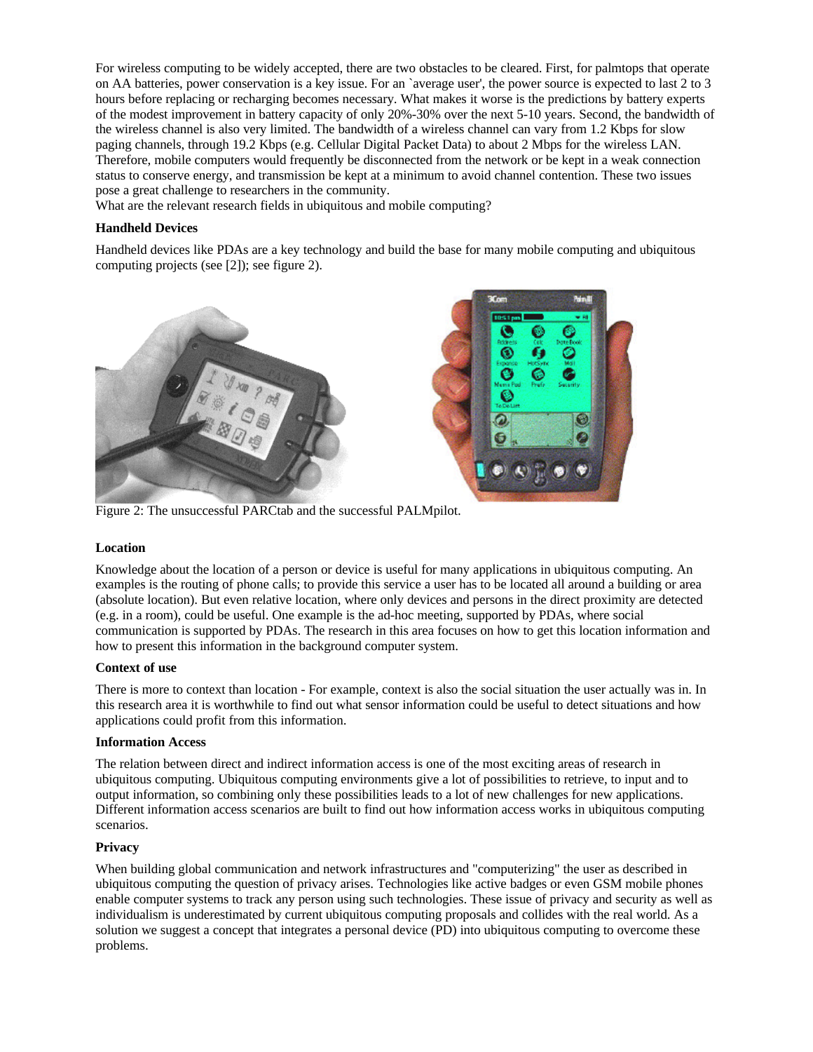For wireless computing to be widely accepted, there are two obstacles to be cleared. First, for palmtops that operate on AA batteries, power conservation is a key issue. For an `average user', the power source is expected to last 2 to 3 hours before replacing or recharging becomes necessary. What makes it worse is the predictions by battery experts of the modest improvement in battery capacity of only 20%-30% over the next 5-10 years. Second, the bandwidth of the wireless channel is also very limited. The bandwidth of a wireless channel can vary from 1.2 Kbps for slow paging channels, through 19.2 Kbps (e.g. Cellular Digital Packet Data) to about 2 Mbps for the wireless LAN. Therefore, mobile computers would frequently be disconnected from the network or be kept in a weak connection status to conserve energy, and transmission be kept at a minimum to avoid channel contention. These two issues pose a great challenge to researchers in the community.
What are the relevant research fields in ubiquitous and mobile computing?

**Handheld Devices**

Handheld devices like PDAs are a key technology and build the base for many mobile computing and ubiquitous computing projects (see [2]); see figure 2).

Figure 2: The unsuccessful PARCtab and the successful PALMpilot.

**Location**

Knowledge about the location of a person or device is useful for many applications in ubiquitous computing. An examples is the routing of phone calls; to provide this service a user has to be located all around a building or area (absolute location). But even relative location, where only devices and persons in the direct proximity are detected (e.g. in a room), could be useful. One example is the ad-hoc meeting, supported by PDAs, where social communication is supported by PDAs. The research in this area focuses on how to get this location information and how to present this information in the background computer system.

**Context of use**

There is more to context than location - For example, context is also the social situation the user actually was in. In this research area it is worthwhile to find out what sensor information could be useful to detect situations and how applications could profit from this information.

**Information Access**

The relation between direct and indirect information access is one of the most exciting areas of research in ubiquitous computing. Ubiquitous computing environments give a lot of possibilities to retrieve, to input and to output information, so combining only these possibilities leads to a lot of new challenges for new applications. Different information access scenarios are built to find out how information access works in ubiquitous computing scenarios.

**Privacy**

When building global communication and network infrastructures and "computerizing" the user as described in ubiquitous computing the question of privacy arises. Technologies like active badges or even GSM mobile phones enable computer systems to track any person using such technologies. These issue of privacy and security as well as individualism is underestimated by current ubiquitous computing proposals and collides with the real world. As a solution we suggest a concept that integrates a personal device (PD) into ubiquitous computing to overcome these problems.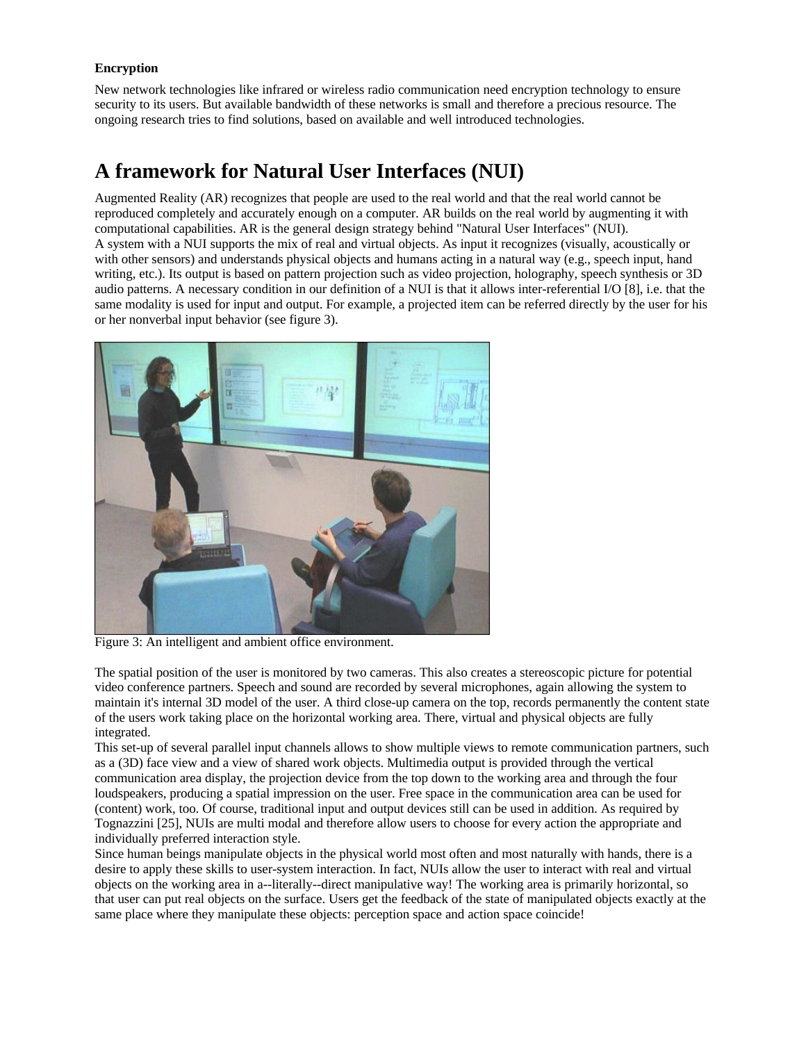**Encryption**

New network technologies like infrared or wireless radio communication need encryption technology to ensure security to its users. But available bandwidth of these networks is small and therefore a precious resource. The ongoing research tries to find solutions, based on available and well introduced technologies.

# A framework for Natural User Interfaces (NUI)

Augmented Reality (AR) recognizes that people are used to the real world and that the real world cannot be reproduced completely and accurately enough on a computer. AR builds on the real world by augmenting it with computational capabilities. AR is the general design strategy behind "Natural User Interfaces" (NUI).
A system with a NUI supports the mix of real and virtual objects. As input it recognizes (visually, acoustically or with other sensors) and understands physical objects and humans acting in a natural way (e.g., speech input, hand writing, etc.). Its output is based on pattern projection such as video projection, holography, speech synthesis or 3D audio patterns. A necessary condition in our definition of a NUI is that it allows inter-referential I/O [8], i.e. that the same modality is used for input and output. For example, a projected item can be referred directly by the user for his or her nonverbal input behavior (see figure 3).

Figure 3: An intelligent and ambient office environment.

The spatial position of the user is monitored by two cameras. This also creates a stereoscopic picture for potential video conference partners. Speech and sound are recorded by several microphones, again allowing the system to maintain it's internal 3D model of the user. A third close-up camera on the top, records permanently the content state of the users work taking place on the horizontal working area. There, virtual and physical objects are fully integrated.
This set-up of several parallel input channels allows to show multiple views to remote communication partners, such as a (3D) face view and a view of shared work objects. Multimedia output is provided through the vertical communication area display, the projection device from the top down to the working area and through the four loudspeakers, producing a spatial impression on the user. Free space in the communication area can be used for (content) work, too. Of course, traditional input and output devices still can be used in addition. As required by Tognazzini [25], NUIs are multi modal and therefore allow users to choose for every action the appropriate and individually preferred interaction style.
Since human beings manipulate objects in the physical world most often and most naturally with hands, there is a desire to apply these skills to user-system interaction. In fact, NUIs allow the user to interact with real and virtual objects on the working area in a--literally--direct manipulative way! The working area is primarily horizontal, so that user can put real objects on the surface. Users get the feedback of the state of manipulated objects exactly at the same place where they manipulate these objects: perception space and action space coincide!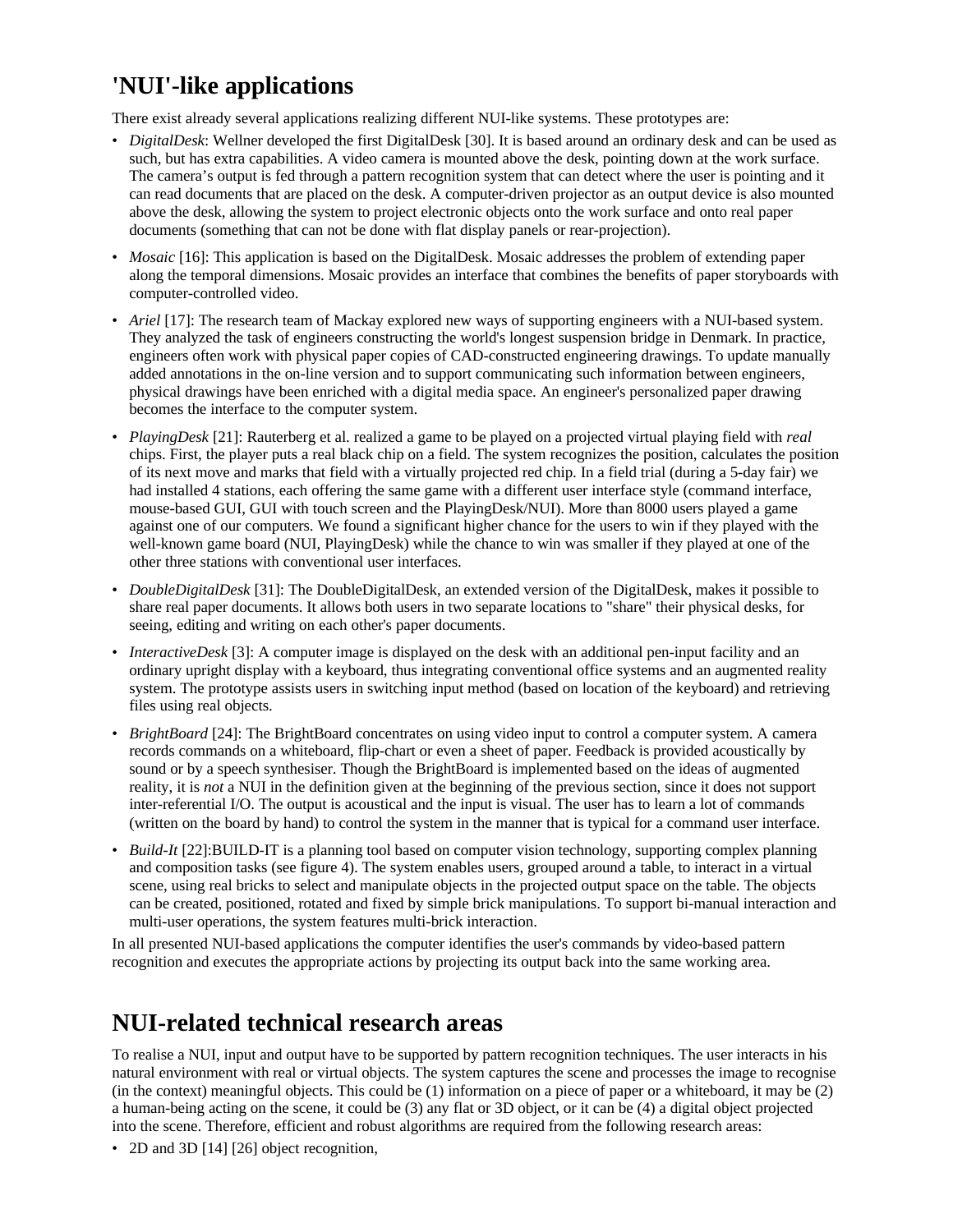## 'NUI'-like applications

There exist already several applications realizing different NUI-like systems. These prototypes are:

- *DigitalDesk*: Wellner developed the first DigitalDesk [30]. It is based around an ordinary desk and can be used as such, but has extra capabilities. A video camera is mounted above the desk, pointing down at the work surface. The camera's output is fed through a pattern recognition system that can detect where the user is pointing and it can read documents that are placed on the desk. A computer-driven projector as an output device is also mounted above the desk, allowing the system to project electronic objects onto the work surface and onto real paper documents (something that can not be done with flat display panels or rear-projection).
- *Mosaic* [16]: This application is based on the DigitalDesk. Mosaic addresses the problem of extending paper along the temporal dimensions. Mosaic provides an interface that combines the benefits of paper storyboards with computer-controlled video.
- *Ariel* [17]: The research team of Mackay explored new ways of supporting engineers with a NUI-based system. They analyzed the task of engineers constructing the world's longest suspension bridge in Denmark. In practice, engineers often work with physical paper copies of CAD-constructed engineering drawings. To update manually added annotations in the on-line version and to support communicating such information between engineers, physical drawings have been enriched with a digital media space. An engineer's personalized paper drawing becomes the interface to the computer system.
- *PlayingDesk* [21]: Rauterberg et al. realized a game to be played on a projected virtual playing field with *real* chips. First, the player puts a real black chip on a field. The system recognizes the position, calculates the position of its next move and marks that field with a virtually projected red chip. In a field trial (during a 5-day fair) we had installed 4 stations, each offering the same game with a different user interface style (command interface, mouse-based GUI, GUI with touch screen and the PlayingDesk/NUI). More than 8000 users played a game against one of our computers. We found a significant higher chance for the users to win if they played with the well-known game board (NUI, PlayingDesk) while the chance to win was smaller if they played at one of the other three stations with conventional user interfaces.
- *DoubleDigitalDesk* [31]: The DoubleDigitalDesk, an extended version of the DigitalDesk, makes it possible to share real paper documents. It allows both users in two separate locations to "share" their physical desks, for seeing, editing and writing on each other's paper documents.
- *InteractiveDesk* [3]: A computer image is displayed on the desk with an additional pen-input facility and an ordinary upright display with a keyboard, thus integrating conventional office systems and an augmented reality system. The prototype assists users in switching input method (based on location of the keyboard) and retrieving files using real objects.
- *BrightBoard* [24]: The BrightBoard concentrates on using video input to control a computer system. A camera records commands on a whiteboard, flip-chart or even a sheet of paper. Feedback is provided acoustically by sound or by a speech synthesiser. Though the BrightBoard is implemented based on the ideas of augmented reality, it is *not* a NUI in the definition given at the beginning of the previous section, since it does not support inter-referential I/O. The output is acoustical and the input is visual. The user has to learn a lot of commands (written on the board by hand) to control the system in the manner that is typical for a command user interface.
- *Build-It* [22]:BUILD-IT is a planning tool based on computer vision technology, supporting complex planning and composition tasks (see figure 4). The system enables users, grouped around a table, to interact in a virtual scene, using real bricks to select and manipulate objects in the projected output space on the table. The objects can be created, positioned, rotated and fixed by simple brick manipulations. To support bi-manual interaction and multi-user operations, the system features multi-brick interaction.

In all presented NUI-based applications the computer identifies the user's commands by video-based pattern recognition and executes the appropriate actions by projecting its output back into the same working area.

## NUI-related technical research areas

To realise a NUI, input and output have to be supported by pattern recognition techniques. The user interacts in his natural environment with real or virtual objects. The system captures the scene and processes the image to recognise (in the context) meaningful objects. This could be (1) information on a piece of paper or a whiteboard, it may be (2) a human-being acting on the scene, it could be (3) any flat or 3D object, or it can be (4) a digital object projected into the scene. Therefore, efficient and robust algorithms are required from the following research areas:

- 2D and 3D [14] [26] object recognition,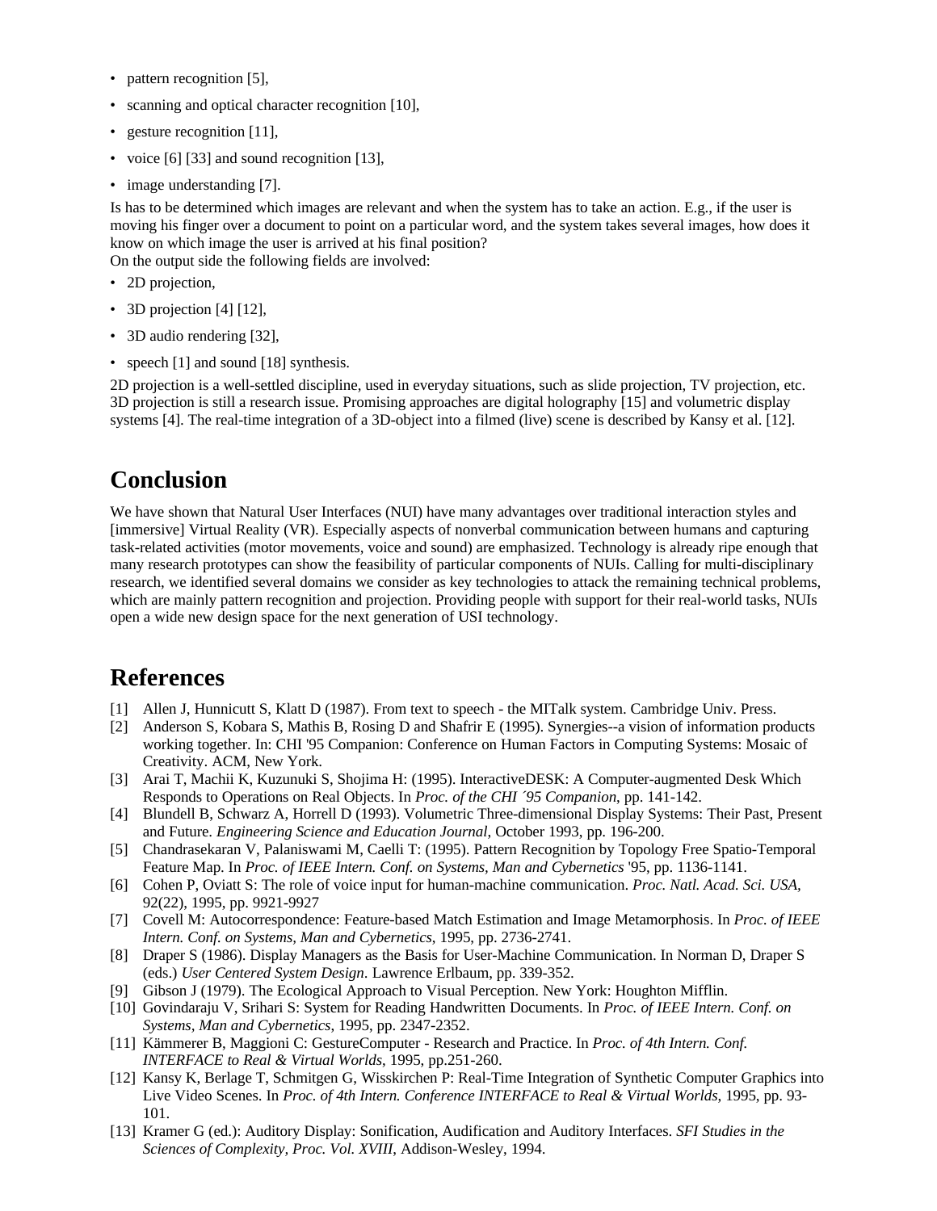- pattern recognition [5],
- scanning and optical character recognition [10],
- gesture recognition [11],
- voice [6] [33] and sound recognition [13],
- image understanding [7].

Is has to be determined which images are relevant and when the system has to take an action. E.g., if the user is moving his finger over a document to point on a particular word, and the system takes several images, how does it know on which image the user is arrived at his final position?
On the output side the following fields are involved:

- 2D projection,
- 3D projection [4] [12],
- 3D audio rendering [32],
- speech [1] and sound [18] synthesis.

2D projection is a well-settled discipline, used in everyday situations, such as slide projection, TV projection, etc. 3D projection is still a research issue. Promising approaches are digital holography [15] and volumetric display systems [4]. The real-time integration of a 3D-object into a filmed (live) scene is described by Kansy et al. [12].

## Conclusion

We have shown that Natural User Interfaces (NUI) have many advantages over traditional interaction styles and [immersive] Virtual Reality (VR). Especially aspects of nonverbal communication between humans and capturing task-related activities (motor movements, voice and sound) are emphasized. Technology is already ripe enough that many research prototypes can show the feasibility of particular components of NUIs. Calling for multi-disciplinary research, we identified several domains we consider as key technologies to attack the remaining technical problems, which are mainly pattern recognition and projection. Providing people with support for their real-world tasks, NUIs open a wide new design space for the next generation of USI technology.

## References

[1] Allen J, Hunnicutt S, Klatt D (1987). From text to speech - the MITalk system. Cambridge Univ. Press.

[2] Anderson S, Kobara S, Mathis B, Rosing D and Shafrir E (1995). Synergies--a vision of information products working together. In: CHI '95 Companion: Conference on Human Factors in Computing Systems: Mosaic of Creativity. ACM, New York.

[3] Arai T, Machii K, Kuzunuki S, Shojima H: (1995). InteractiveDESK: A Computer-augmented Desk Which Responds to Operations on Real Objects. In *Proc. of the CHI ´95 Companion*, pp. 141-142.

[4] Blundell B, Schwarz A, Horrell D (1993). Volumetric Three-dimensional Display Systems: Their Past, Present and Future. *Engineering Science and Education Journal*, October 1993, pp. 196-200.

[5] Chandrasekaran V, Palaniswami M, Caelli T: (1995). Pattern Recognition by Topology Free Spatio-Temporal Feature Map. In *Proc. of IEEE Intern. Conf. on Systems, Man and Cybernetics* '95, pp. 1136-1141.

[6] Cohen P, Oviatt S: The role of voice input for human-machine communication. *Proc. Natl. Acad. Sci. USA*, 92(22), 1995, pp. 9921-9927

[7] Covell M: Autocorrespondence: Feature-based Match Estimation and Image Metamorphosis. In *Proc. of IEEE Intern. Conf. on Systems, Man and Cybernetics*, 1995, pp. 2736-2741.

[8] Draper S (1986). Display Managers as the Basis for User-Machine Communication. In Norman D, Draper S (eds.) *User Centered System Design.* Lawrence Erlbaum, pp. 339-352.

[9] Gibson J (1979). The Ecological Approach to Visual Perception. New York: Houghton Mifflin.

[10] Govindaraju V, Srihari S: System for Reading Handwritten Documents. In *Proc. of IEEE Intern. Conf. on Systems, Man and Cybernetics*, 1995, pp. 2347-2352.

[11] Kämmerer B, Maggioni C: GestureComputer - Research and Practice. In *Proc. of 4th Intern. Conf. INTERFACE to Real & Virtual Worlds*, 1995, pp.251-260.

[12] Kansy K, Berlage T, Schmitgen G, Wisskirchen P: Real-Time Integration of Synthetic Computer Graphics into Live Video Scenes. In *Proc. of 4th Intern. Conference INTERFACE to Real & Virtual Worlds*, 1995, pp. 93-101.

[13] Kramer G (ed.): Auditory Display: Sonification, Audification and Auditory Interfaces. *SFI Studies in the Sciences of Complexity, Proc. Vol. XVIII*, Addison-Wesley, 1994.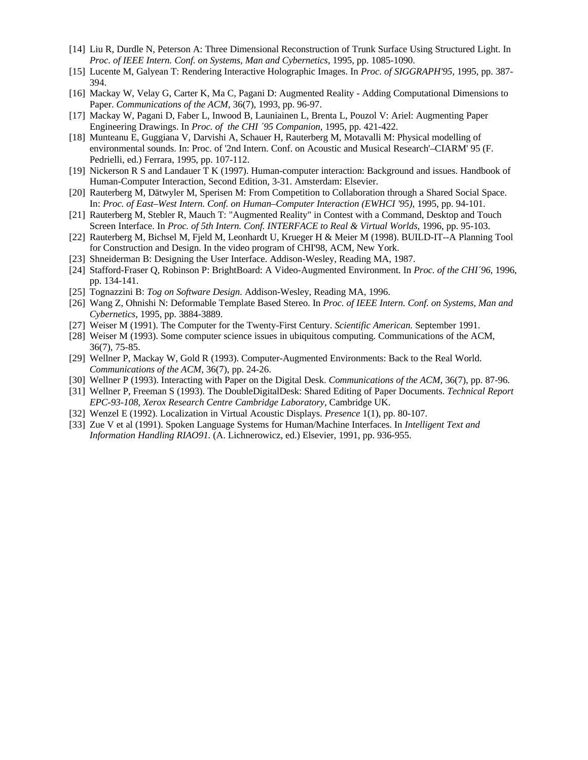[14] Liu R, Durdle N, Peterson A: Three Dimensional Reconstruction of Trunk Surface Using Structured Light. In *Proc. of IEEE Intern. Conf. on Systems, Man and Cybernetics*, 1995, pp. 1085-1090.

[15] Lucente M, Galyean T: Rendering Interactive Holographic Images. In *Proc. of SIGGRAPH'95*, 1995, pp. 387-394.

[16] Mackay W, Velay G, Carter K, Ma C, Pagani D: Augmented Reality - Adding Computational Dimensions to Paper. *Communications of the ACM*, 36(7), 1993, pp. 96-97.

[17] Mackay W, Pagani D, Faber L, Inwood B, Launiainen L, Brenta L, Pouzol V: Ariel: Augmenting Paper Engineering Drawings. In *Proc. of the CHI ´95 Companion*, 1995, pp. 421-422.

[18] Munteanu E, Guggiana V, Darvishi A, Schauer H, Rauterberg M, Motavalli M: Physical modelling of environmental sounds. In: Proc. of '2nd Intern. Conf. on Acoustic and Musical Research'–CIARM' 95 (F. Pedrielli, ed.) Ferrara, 1995, pp. 107-112.

[19] Nickerson R S and Landauer T K (1997). Human-computer interaction: Background and issues. Handbook of Human-Computer Interaction, Second Edition, 3-31. Amsterdam: Elsevier.

[20] Rauterberg M, Dätwyler M, Sperisen M: From Competition to Collaboration through a Shared Social Space. In: *Proc. of East–West Intern. Conf. on Human–Computer Interaction (EWHCI '95)*, 1995, pp. 94-101.

[21] Rauterberg M, Stebler R, Mauch T: "Augmented Reality" in Contest with a Command, Desktop and Touch Screen Interface. In *Proc. of 5th Intern. Conf. INTERFACE to Real & Virtual Worlds*, 1996, pp. 95-103.

[22] Rauterberg M, Bichsel M, Fjeld M, Leonhardt U, Krueger H & Meier M (1998). BUILD-IT--A Planning Tool for Construction and Design. In the video program of CHI'98, ACM, New York.

[23] Shneiderman B: Designing the User Interface. Addison-Wesley, Reading MA, 1987.

[24] Stafford-Fraser Q, Robinson P: BrightBoard: A Video-Augmented Environment. In *Proc. of the CHI´96*, 1996, pp. 134-141.

[25] Tognazzini B: *Tog on Software Design*. Addison-Wesley, Reading MA, 1996.

[26] Wang Z, Ohnishi N: Deformable Template Based Stereo. In *Proc. of IEEE Intern. Conf. on Systems, Man and Cybernetics*, 1995, pp. 3884-3889.

[27] Weiser M (1991). The Computer for the Twenty-First Century. *Scientific American.* September 1991.

[28] Weiser M (1993). Some computer science issues in ubiquitous computing. Communications of the ACM, 36(7), 75-85.

[29] Wellner P, Mackay W, Gold R (1993). Computer-Augmented Environments: Back to the Real World. *Communications of the ACM*, 36(7), pp. 24-26.

[30] Wellner P (1993). Interacting with Paper on the Digital Desk. *Communications of the ACM*, 36(7), pp. 87-96.

[31] Wellner P, Freeman S (1993). The DoubleDigitalDesk: Shared Editing of Paper Documents. *Technical Report EPC-93-108, Xerox Research Centre Cambridge Laboratory*, Cambridge UK.

[32] Wenzel E (1992). Localization in Virtual Acoustic Displays. *Presence* 1(1), pp. 80-107.

[33] Zue V et al (1991). Spoken Language Systems for Human/Machine Interfaces. In *Intelligent Text and Information Handling RIAO91.* (A. Lichnerowicz, ed.) Elsevier, 1991, pp. 936-955.